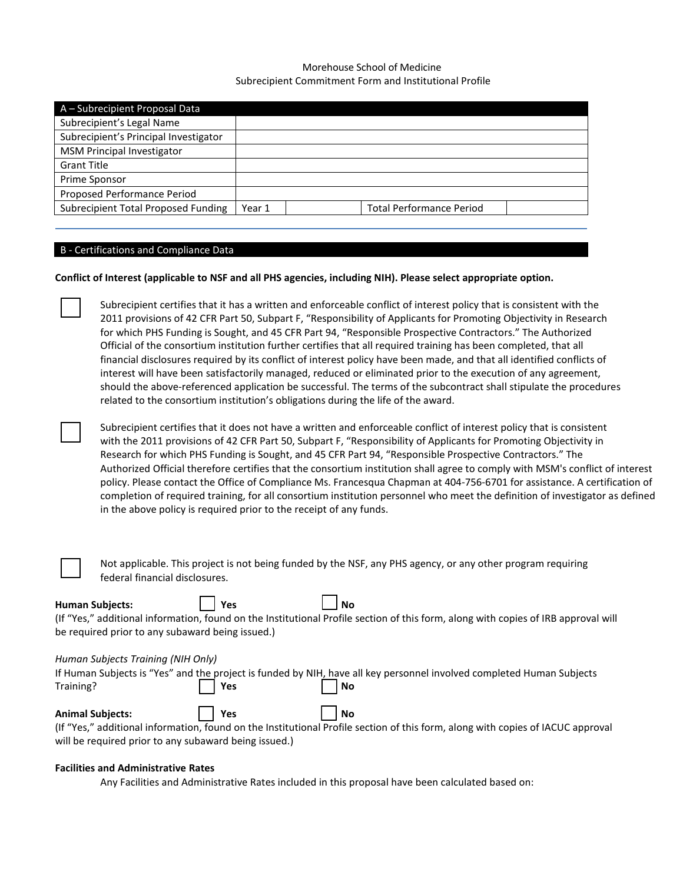Morehouse School of Medicine
Subrecipient Commitment Form and Institutional Profile

| A – Subrecipient Proposal Data | | | |
|---|---|---|---|
| Subrecipient's Legal Name | | | |
| Subrecipient's Principal Investigator | | | |
| MSM Principal Investigator | | | |
| Grant Title | | | |
| Prime Sponsor | | | |
| Proposed Performance Period | | | |
| Subrecipient Total Proposed Funding | Year 1 | Total Performance Period | |

## B - Certifications and Compliance Data

**Conflict of Interest (applicable to NSF and all PHS agencies, including NIH). Please select appropriate option.**

☐ Subrecipient certifies that it has a written and enforceable conflict of interest policy that is consistent with the 2011 provisions of 42 CFR Part 50, Subpart F, "Responsibility of Applicants for Promoting Objectivity in Research for which PHS Funding is Sought, and 45 CFR Part 94, "Responsible Prospective Contractors." The Authorized Official of the consortium institution further certifies that all required training has been completed, that all financial disclosures required by its conflict of interest policy have been made, and that all identified conflicts of interest will have been satisfactorily managed, reduced or eliminated prior to the execution of any agreement, should the above-referenced application be successful. The terms of the subcontract shall stipulate the procedures related to the consortium institution's obligations during the life of the award.

☐ Subrecipient certifies that it does not have a written and enforceable conflict of interest policy that is consistent with the 2011 provisions of 42 CFR Part 50, Subpart F, "Responsibility of Applicants for Promoting Objectivity in Research for which PHS Funding is Sought, and 45 CFR Part 94, "Responsible Prospective Contractors." The Authorized Official therefore certifies that the consortium institution shall agree to comply with MSM's conflict of interest policy. Please contact the Office of Compliance Ms. Francesqua Chapman at 404-756-6701 for assistance. A certification of completion of required training, for all consortium institution personnel who meet the definition of investigator as defined in the above policy is required prior to the receipt of any funds.

☐ Not applicable. This project is not being funded by the NSF, any PHS agency, or any other program requiring federal financial disclosures.

**Human Subjects:** ☐ **Yes** ☐ **No**
(If "Yes," additional information, found on the Institutional Profile section of this form, along with copies of IRB approval will be required prior to any subaward being issued.)

*Human Subjects Training (NIH Only)*
If Human Subjects is "Yes" and the project is funded by NIH, have all key personnel involved completed Human Subjects Training? ☐ **Yes** ☐ **No**

**Animal Subjects:** ☐ **Yes** ☐ **No**
(If "Yes," additional information, found on the Institutional Profile section of this form, along with copies of IACUC approval will be required prior to any subaward being issued.)

**Facilities and Administrative Rates**

Any Facilities and Administrative Rates included in this proposal have been calculated based on: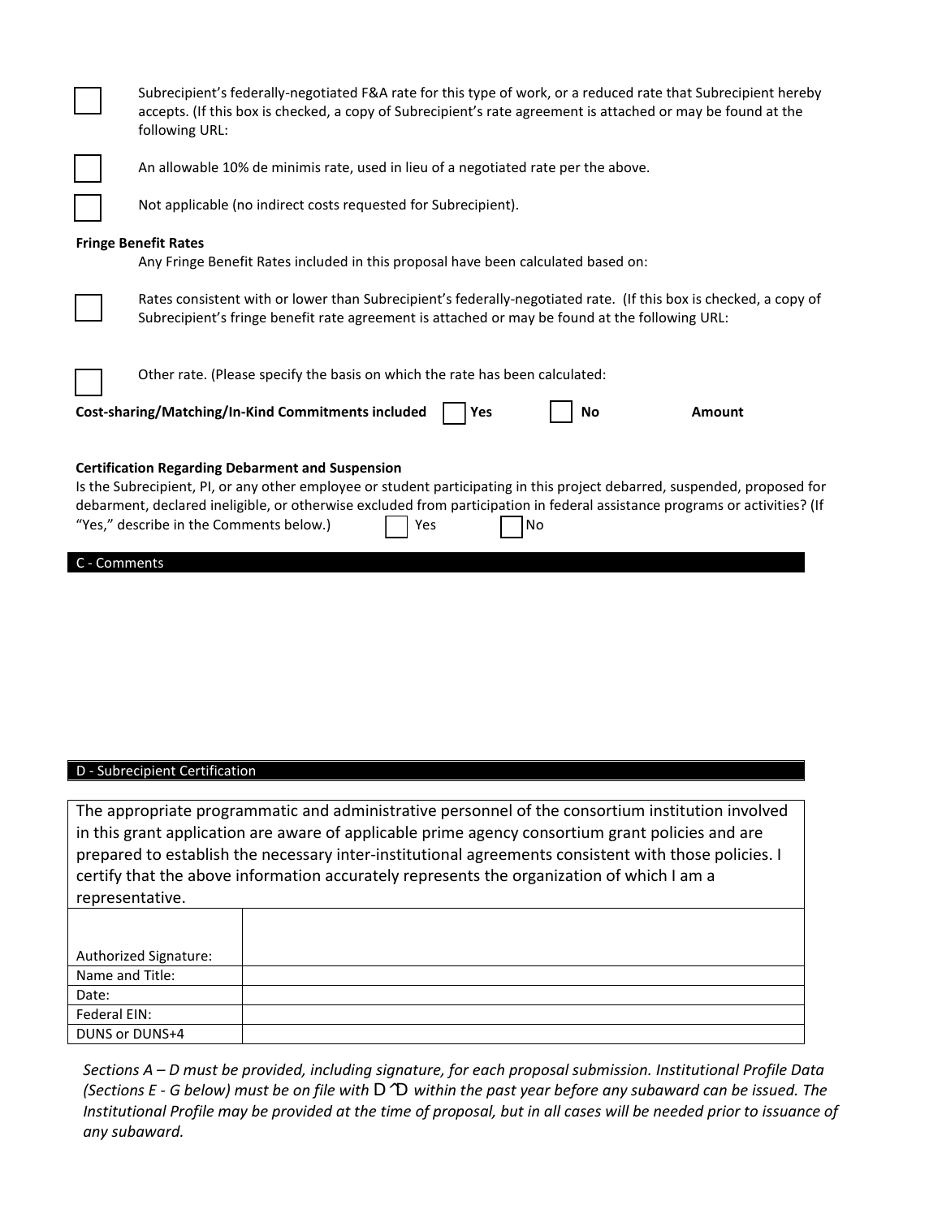☐ Subrecipient's federally-negotiated F&A rate for this type of work, or a reduced rate that Subrecipient hereby accepts. (If this box is checked, a copy of Subrecipient's rate agreement is attached or may be found at the following URL:

☐ An allowable 10% de minimis rate, used in lieu of a negotiated rate per the above.

☐ Not applicable (no indirect costs requested for Subrecipient).

**Fringe Benefit Rates**

Any Fringe Benefit Rates included in this proposal have been calculated based on:

☐ Rates consistent with or lower than Subrecipient's federally-negotiated rate. (If this box is checked, a copy of Subrecipient's fringe benefit rate agreement is attached or may be found at the following URL:

☐ Other rate. (Please specify the basis on which the rate has been calculated:

**Cost-sharing/Matching/In-Kind Commitments included** ☐ **Yes** ☐ **No** **Amount**

**Certification Regarding Debarment and Suspension**

Is the Subrecipient, PI, or any other employee or student participating in this project debarred, suspended, proposed for debarment, declared ineligible, or otherwise excluded from participation in federal assistance programs or activities? (If "Yes," describe in the Comments below.) ☐ Yes ☐ No

## C - Comments

## D - Subrecipient Certification

The appropriate programmatic and administrative personnel of the consortium institution involved in this grant application are aware of applicable prime agency consortium grant policies and are prepared to establish the necessary inter-institutional agreements consistent with those policies. I certify that the above information accurately represents the organization of which I am a representative.

| | |
|---|---|
| Authorized Signature: | |
| Name and Title: | |
| Date: | |
| Federal EIN: | |
| DUNS or DUNS+4 | |

*Sections A – D must be provided, including signature, for each proposal submission. Institutional Profile Data (Sections E - G below) must be on file with* D ᵀD *within the past year before any subaward can be issued. The Institutional Profile may be provided at the time of proposal, but in all cases will be needed prior to issuance of any subaward.*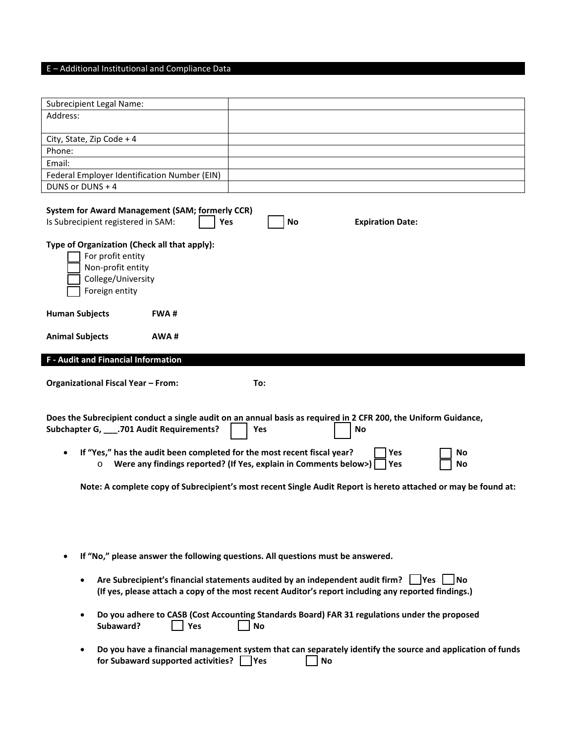## E – Additional Institutional and Compliance Data

| Subrecipient Legal Name: | |
|---|---|
| Address: | |
| City, State, Zip Code + 4 | |
| Phone: | |
| Email: | |
| Federal Employer Identification Number (EIN) | |
| DUNS or DUNS + 4 | |

**System for Award Management (SAM; formerly CCR)**
Is Subrecipient registered in SAM: ☐ **Yes** ☐ **No** **Expiration Date:**

**Type of Organization (Check all that apply):**

- ☐ For profit entity
- ☐ Non-profit entity
- ☐ College/University
- ☐ Foreign entity

**Human Subjects** **FWA #**

**Animal Subjects** **AWA #**

## F - Audit and Financial Information

**Organizational Fiscal Year – From:** **To:**

**Does the Subrecipient conduct a single audit on an annual basis as required in 2 CFR 200, the Uniform Guidance, Subchapter G, ___.701 Audit Requirements?** ☐ **Yes** ☐ **No**

- **If "Yes," has the audit been completed for the most recent fiscal year?** ☐ **Yes** ☐ **No**
  - **Were any findings reported? (If Yes, explain in Comments below>)** ☐ **Yes** ☐ **No**

  **Note: A complete copy of Subrecipient's most recent Single Audit Report is hereto attached or may be found at:**

- **If "No," please answer the following questions. All questions must be answered.**
  - **Are Subrecipient's financial statements audited by an independent audit firm?** ☐ **Yes** ☐ **No**
    **(If yes, please attach a copy of the most recent Auditor's report including any reported findings.)**
  - **Do you adhere to CASB (Cost Accounting Standards Board) FAR 31 regulations under the proposed Subaward?** ☐ **Yes** ☐ **No**
  - **Do you have a financial management system that can separately identify the source and application of funds for Subaward supported activities?** ☐ **Yes** ☐ **No**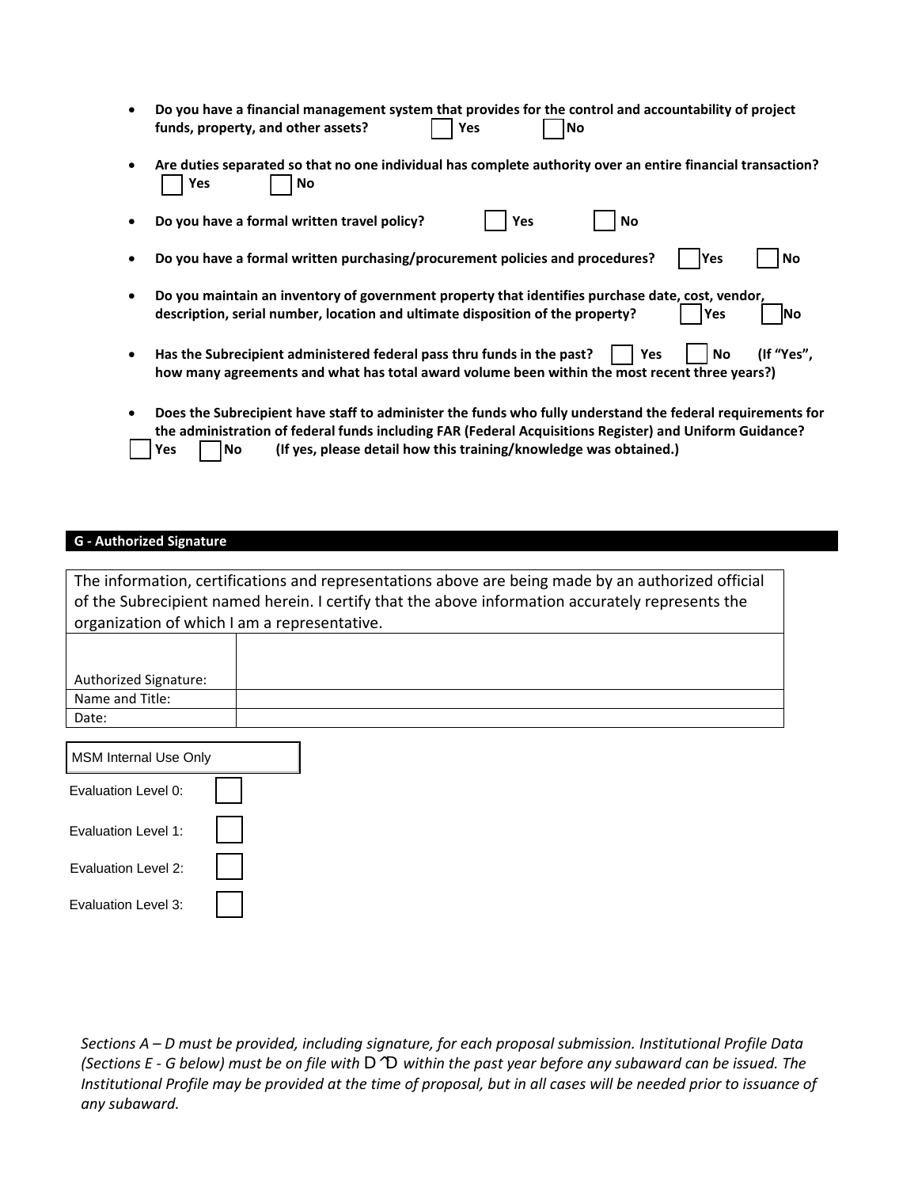- **Do you have a financial management system that provides for the control and accountability of project funds, property, and other assets?** ☐ **Yes** ☐ **No**

- **Are duties separated so that no one individual has complete authority over an entire financial transaction?** ☐ **Yes** ☐ **No**

- **Do you have a formal written travel policy?** ☐ **Yes** ☐ **No**

- **Do you have a formal written purchasing/procurement policies and procedures?** ☐ **Yes** ☐ **No**

- **Do you maintain an inventory of government property that identifies purchase date, cost, vendor, description, serial number, location and ultimate disposition of the property?** ☐ **Yes** ☐ **No**

- **Has the Subrecipient administered federal pass thru funds in the past?** ☐ **Yes** ☐ **No** **(If "Yes", how many agreements and what has total award volume been within the most recent three years?)**

- **Does the Subrecipient have staff to administer the funds who fully understand the federal requirements for the administration of federal funds including FAR (Federal Acquisitions Register) and Uniform Guidance?** ☐ **Yes** ☐ **No** **(If yes, please detail how this training/knowledge was obtained.)**

## G - Authorized Signature

| The information, certifications and representations above are being made by an authorized official of the Subrecipient named herein. I certify that the above information accurately represents the organization of which I am a representative. | |
|---|---|
| Authorized Signature: | |
| Name and Title: | |
| Date: | |

MSM Internal Use Only

Evaluation Level 0: ☐

Evaluation Level 1: ☐

Evaluation Level 2: ☐

Evaluation Level 3: ☐

*Sections A – D must be provided, including signature, for each proposal submission. Institutional Profile Data (Sections E - G below) must be on file with* MSM *within the past year before any subaward can be issued. The Institutional Profile may be provided at the time of proposal, but in all cases will be needed prior to issuance of any subaward.*